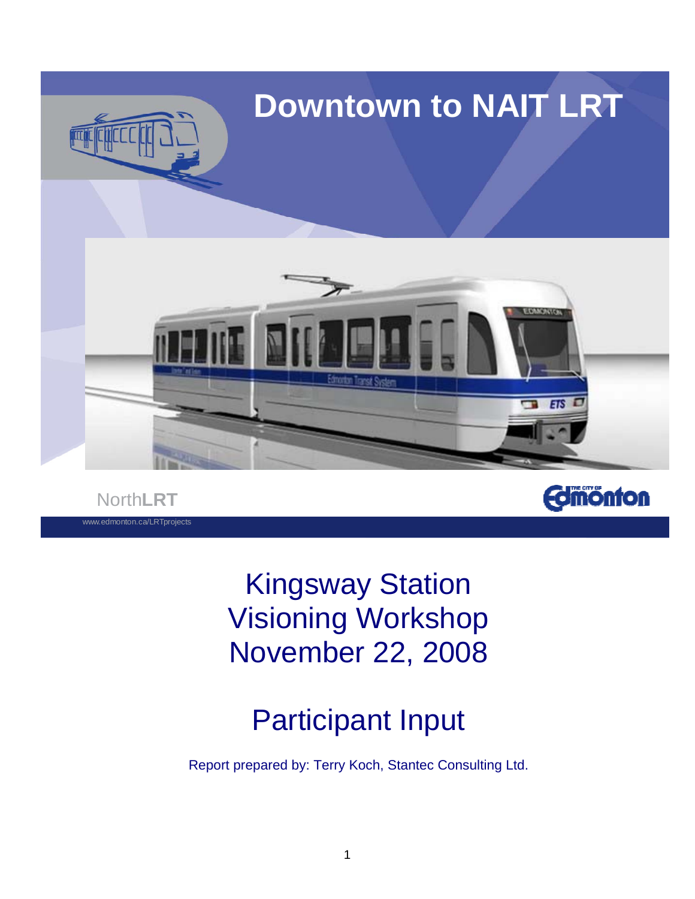# Downtown to NAIT LRT

North**LRT**

www.edmonton.ca/LRTprojects

# Kingsway Station Visioning Workshop November 22, 2008

## Participant Input

Report prepared by: Terry Koch, Stantec Consulting Ltd.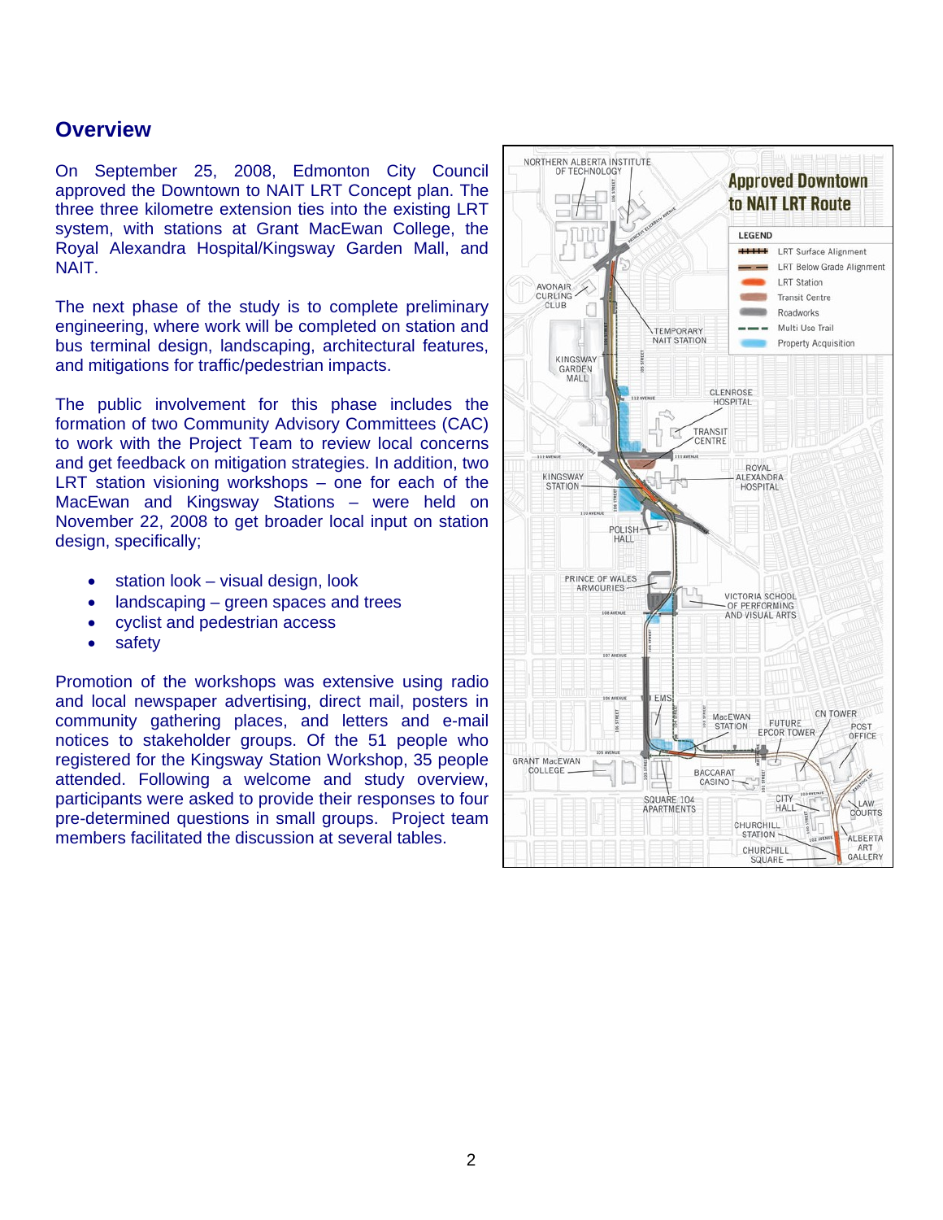## Overview

On September 25, 2008, Edmonton City Council approved the Downtown to NAIT LRT Concept plan. The three three kilometre extension ties into the existing LRT system, with stations at Grant MacEwan College, the Royal Alexandra Hospital/Kingsway Garden Mall, and NAIT.

The next phase of the study is to complete preliminary engineering, where work will be completed on station and bus terminal design, landscaping, architectural features, and mitigations for traffic/pedestrian impacts.

The public involvement for this phase includes the formation of two Community Advisory Committees (CAC) to work with the Project Team to review local concerns and get feedback on mitigation strategies. In addition, two LRT station visioning workshops – one for each of the MacEwan and Kingsway Stations – were held on November 22, 2008 to get broader local input on station design, specifically;

- station look – visual design, look
- landscaping – green spaces and trees
- cyclist and pedestrian access
- safety

Promotion of the workshops was extensive using radio and local newspaper advertising, direct mail, posters in community gathering places, and letters and e-mail notices to stakeholder groups. Of the 51 people who registered for the Kingsway Station Workshop, 35 people attended. Following a welcome and study overview, participants were asked to provide their responses to four pre-determined questions in small groups. Project team members facilitated the discussion at several tables.

**Approved Downtown to NAIT LRT Route**

LEGEND
- LRT Surface Alignment
- LRT Below Grade Alignment
- LRT Station
- Transit Centre
- Roadworks
- Multi Use Trail
- Property Acquisition

NORTHERN ALBERTA INSTITUTE OF TECHNOLOGY, AVONAIR CURLING CLUB, TEMPORARY NAIT STATION, KINGSWAY GARDEN MALL, GLENROSE HOSPITAL, TRANSIT CENTRE, KINGSWAY STATION, ROYAL ALEXANDRA HOSPITAL, POLISH HALL, PRINCE OF WALES ARMOURIES, VICTORIA SCHOOL OF PERFORMING AND VISUAL ARTS, EMS, MacEWAN STATION, FUTURE EPCOR TOWER, CN TOWER, POST OFFICE, GRANT MacEWAN COLLEGE, BACCARAT CASINO, SQUARE 104 APARTMENTS, CITY HALL, LAW COURTS, CHURCHILL STATION, CHURCHILL SQUARE, ALBERTA ART GALLERY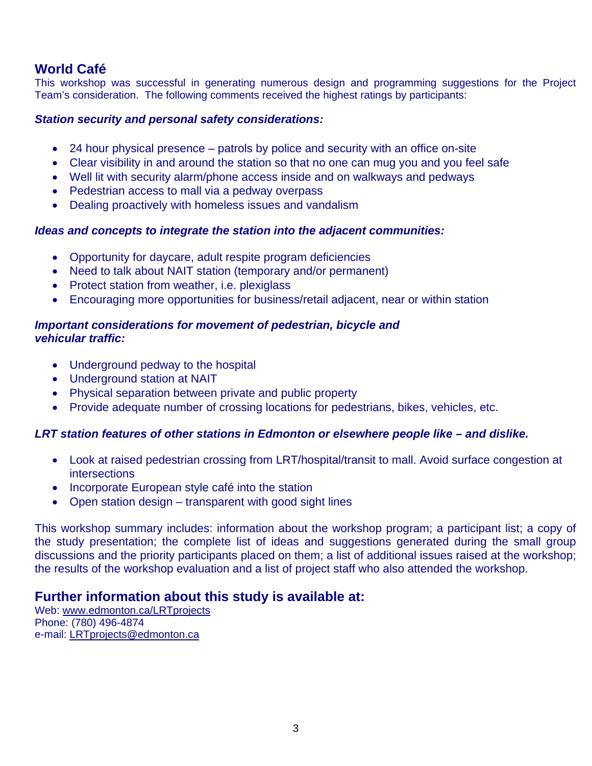## World Café

This workshop was successful in generating numerous design and programming suggestions for the Project Team's consideration. The following comments received the highest ratings by participants:

***Station security and personal safety considerations:***

- 24 hour physical presence – patrols by police and security with an office on-site
- Clear visibility in and around the station so that no one can mug you and you feel safe
- Well lit with security alarm/phone access inside and on walkways and pedways
- Pedestrian access to mall via a pedway overpass
- Dealing proactively with homeless issues and vandalism

***Ideas and concepts to integrate the station into the adjacent communities:***

- Opportunity for daycare, adult respite program deficiencies
- Need to talk about NAIT station (temporary and/or permanent)
- Protect station from weather, i.e. plexiglass
- Encouraging more opportunities for business/retail adjacent, near or within station

***Important considerations for movement of pedestrian, bicycle and vehicular traffic:***

- Underground pedway to the hospital
- Underground station at NAIT
- Physical separation between private and public property
- Provide adequate number of crossing locations for pedestrians, bikes, vehicles, etc.

***LRT station features of other stations in Edmonton or elsewhere people like – and dislike.***

- Look at raised pedestrian crossing from LRT/hospital/transit to mall. Avoid surface congestion at intersections
- Incorporate European style café into the station
- Open station design – transparent with good sight lines

This workshop summary includes: information about the workshop program; a participant list; a copy of the study presentation; the complete list of ideas and suggestions generated during the small group discussions and the priority participants placed on them; a list of additional issues raised at the workshop; the results of the workshop evaluation and a list of project staff who also attended the workshop.

## Further information about this study is available at:

Web: www.edmonton.ca/LRTprojects
Phone: (780) 496-4874
e-mail: LRTprojects@edmonton.ca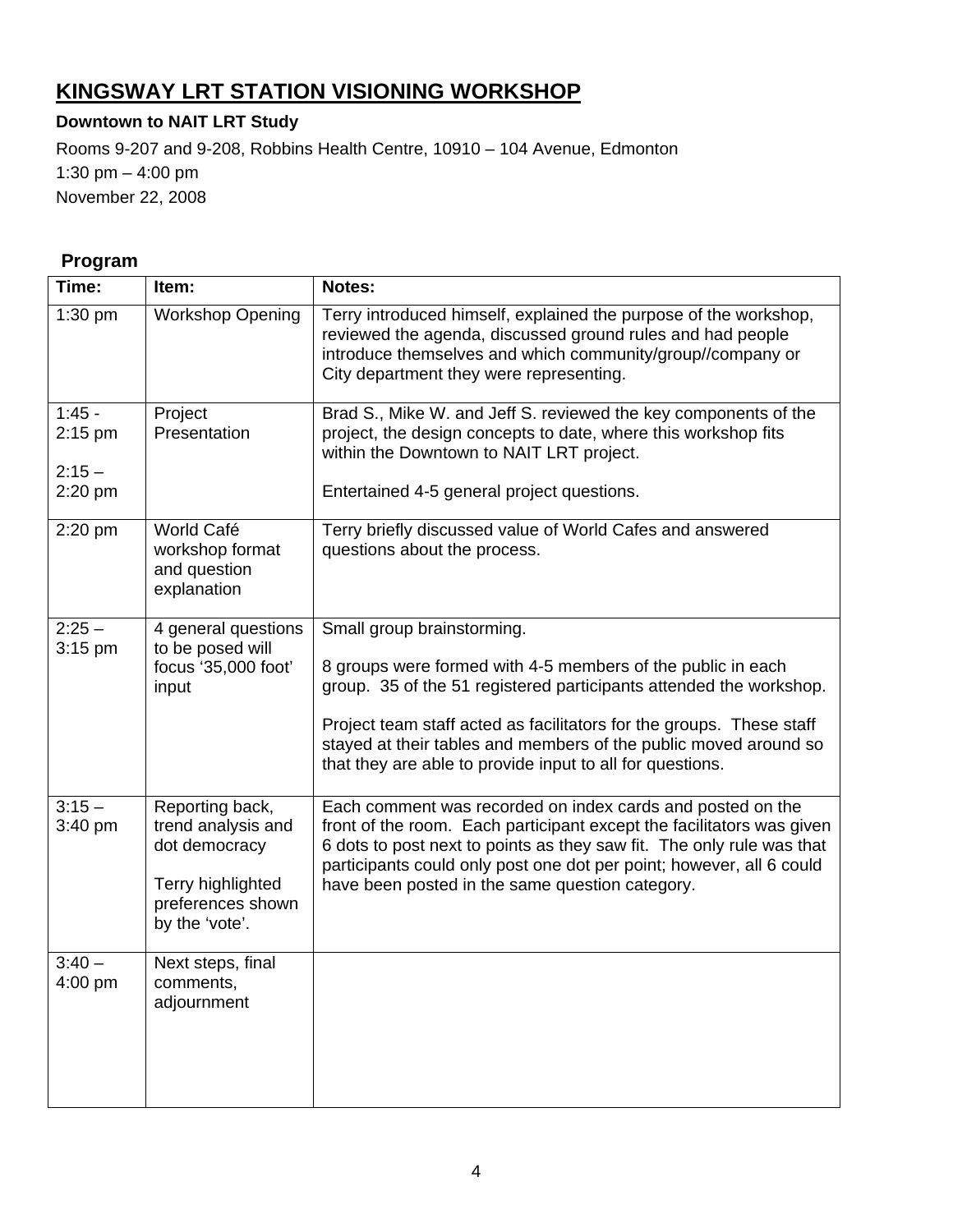# KINGSWAY LRT STATION VISIONING WORKSHOP

**Downtown to NAIT LRT Study**

Rooms 9-207 and 9-208, Robbins Health Centre, 10910 – 104 Avenue, Edmonton

1:30 pm – 4:00 pm

November 22, 2008

## Program

| Time: | Item: | Notes: |
|---|---|---|
| 1:30 pm | Workshop Opening | Terry introduced himself, explained the purpose of the workshop, reviewed the agenda, discussed ground rules and had people introduce themselves and which community/group//company or City department they were representing. |
| 1:45 - 2:15 pm<br><br>2:15 – 2:20 pm | Project Presentation | Brad S., Mike W. and Jeff S. reviewed the key components of the project, the design concepts to date, where this workshop fits within the Downtown to NAIT LRT project.<br><br>Entertained 4-5 general project questions. |
| 2:20 pm | World Café workshop format and question explanation | Terry briefly discussed value of World Cafes and answered questions about the process. |
| 2:25 – 3:15 pm | 4 general questions to be posed will focus '35,000 foot' input | Small group brainstorming.<br><br>8 groups were formed with 4-5 members of the public in each group. 35 of the 51 registered participants attended the workshop.<br><br>Project team staff acted as facilitators for the groups. These staff stayed at their tables and members of the public moved around so that they are able to provide input to all for questions. |
| 3:15 – 3:40 pm | Reporting back, trend analysis and dot democracy<br><br>Terry highlighted preferences shown by the 'vote'. | Each comment was recorded on index cards and posted on the front of the room. Each participant except the facilitators was given 6 dots to post next to points as they saw fit. The only rule was that participants could only post one dot per point; however, all 6 could have been posted in the same question category. |
| 3:40 – 4:00 pm | Next steps, final comments, adjournment | |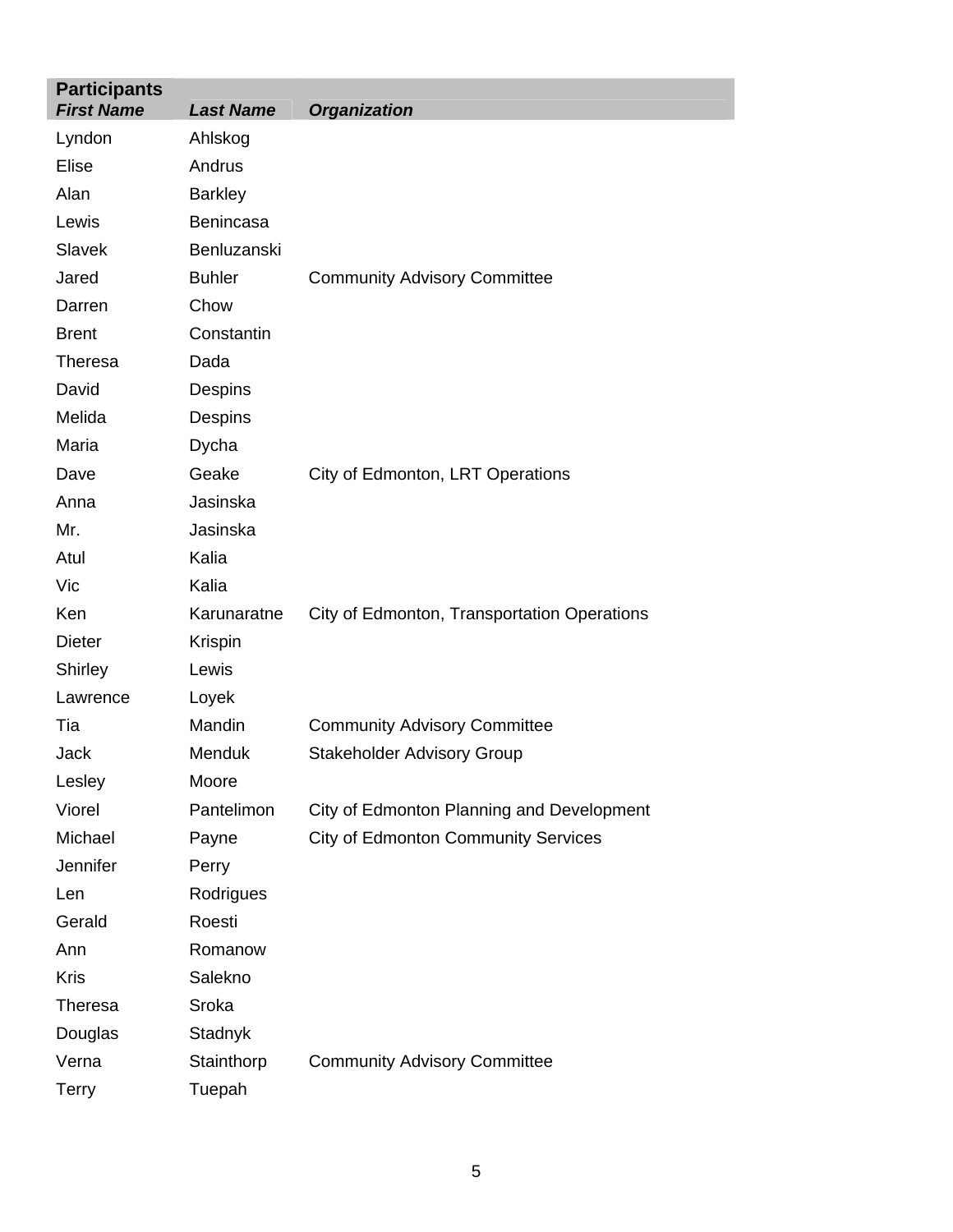| Participants | | |
|---|---|---|
| ***First Name*** | ***Last Name*** | ***Organization*** |
| Lyndon | Ahlskog | |
| Elise | Andrus | |
| Alan | Barkley | |
| Lewis | Benincasa | |
| Slavek | Benluzanski | |
| Jared | Buhler | Community Advisory Committee |
| Darren | Chow | |
| Brent | Constantin | |
| Theresa | Dada | |
| David | Despins | |
| Melida | Despins | |
| Maria | Dycha | |
| Dave | Geake | City of Edmonton, LRT Operations |
| Anna | Jasinska | |
| Mr. | Jasinska | |
| Atul | Kalia | |
| Vic | Kalia | |
| Ken | Karunaratne | City of Edmonton, Transportation Operations |
| Dieter | Krispin | |
| Shirley | Lewis | |
| Lawrence | Loyek | |
| Tia | Mandin | Community Advisory Committee |
| Jack | Menduk | Stakeholder Advisory Group |
| Lesley | Moore | |
| Viorel | Pantelimon | City of Edmonton Planning and Development |
| Michael | Payne | City of Edmonton Community Services |
| Jennifer | Perry | |
| Len | Rodrigues | |
| Gerald | Roesti | |
| Ann | Romanow | |
| Kris | Salekno | |
| Theresa | Sroka | |
| Douglas | Stadnyk | |
| Verna | Stainthorp | Community Advisory Committee |
| Terry | Tuepah | |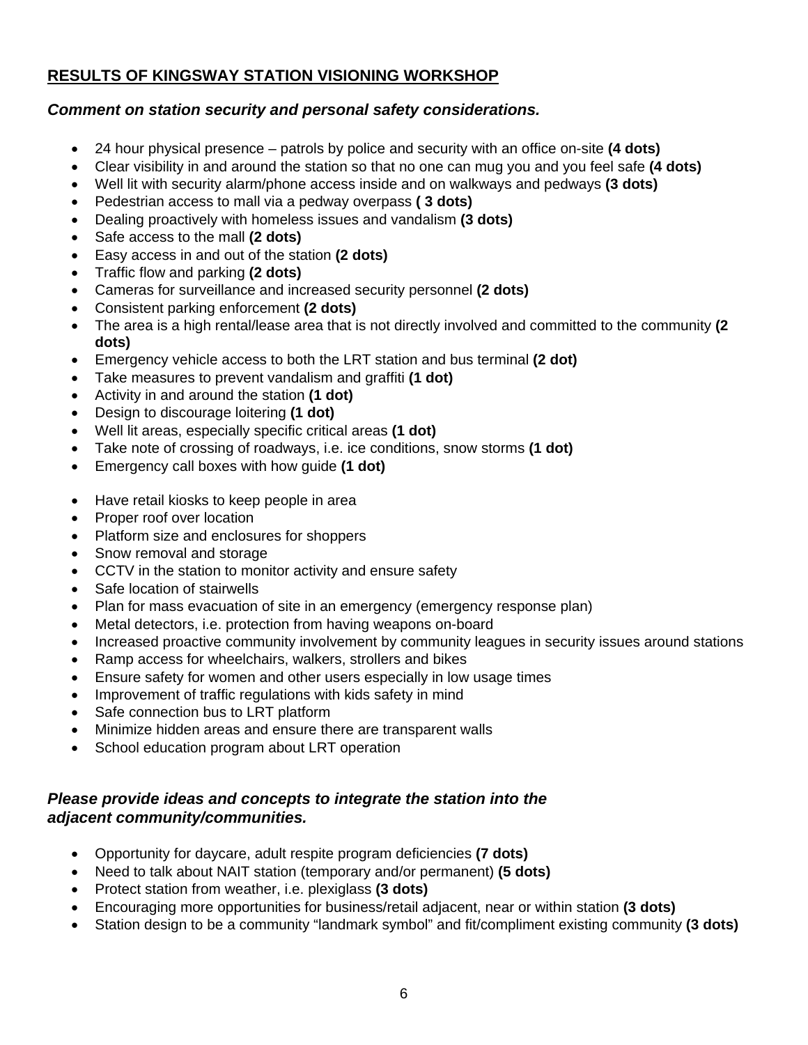## RESULTS OF KINGSWAY STATION VISIONING WORKSHOP

### *Comment on station security and personal safety considerations.*

- 24 hour physical presence – patrols by police and security with an office on-site **(4 dots)**
- Clear visibility in and around the station so that no one can mug you and you feel safe **(4 dots)**
- Well lit with security alarm/phone access inside and on walkways and pedways **(3 dots)**
- Pedestrian access to mall via a pedway overpass **( 3 dots)**
- Dealing proactively with homeless issues and vandalism **(3 dots)**
- Safe access to the mall **(2 dots)**
- Easy access in and out of the station **(2 dots)**
- Traffic flow and parking **(2 dots)**
- Cameras for surveillance and increased security personnel **(2 dots)**
- Consistent parking enforcement **(2 dots)**
- The area is a high rental/lease area that is not directly involved and committed to the community **(2 dots)**
- Emergency vehicle access to both the LRT station and bus terminal **(2 dot)**
- Take measures to prevent vandalism and graffiti **(1 dot)**
- Activity in and around the station **(1 dot)**
- Design to discourage loitering **(1 dot)**
- Well lit areas, especially specific critical areas **(1 dot)**
- Take note of crossing of roadways, i.e. ice conditions, snow storms **(1 dot)**
- Emergency call boxes with how guide **(1 dot)**

- Have retail kiosks to keep people in area
- Proper roof over location
- Platform size and enclosures for shoppers
- Snow removal and storage
- CCTV in the station to monitor activity and ensure safety
- Safe location of stairwells
- Plan for mass evacuation of site in an emergency (emergency response plan)
- Metal detectors, i.e. protection from having weapons on-board
- Increased proactive community involvement by community leagues in security issues around stations
- Ramp access for wheelchairs, walkers, strollers and bikes
- Ensure safety for women and other users especially in low usage times
- Improvement of traffic regulations with kids safety in mind
- Safe connection bus to LRT platform
- Minimize hidden areas and ensure there are transparent walls
- School education program about LRT operation

### *Please provide ideas and concepts to integrate the station into the adjacent community/communities.*

- Opportunity for daycare, adult respite program deficiencies **(7 dots)**
- Need to talk about NAIT station (temporary and/or permanent) **(5 dots)**
- Protect station from weather, i.e. plexiglass **(3 dots)**
- Encouraging more opportunities for business/retail adjacent, near or within station **(3 dots)**
- Station design to be a community "landmark symbol" and fit/compliment existing community **(3 dots)**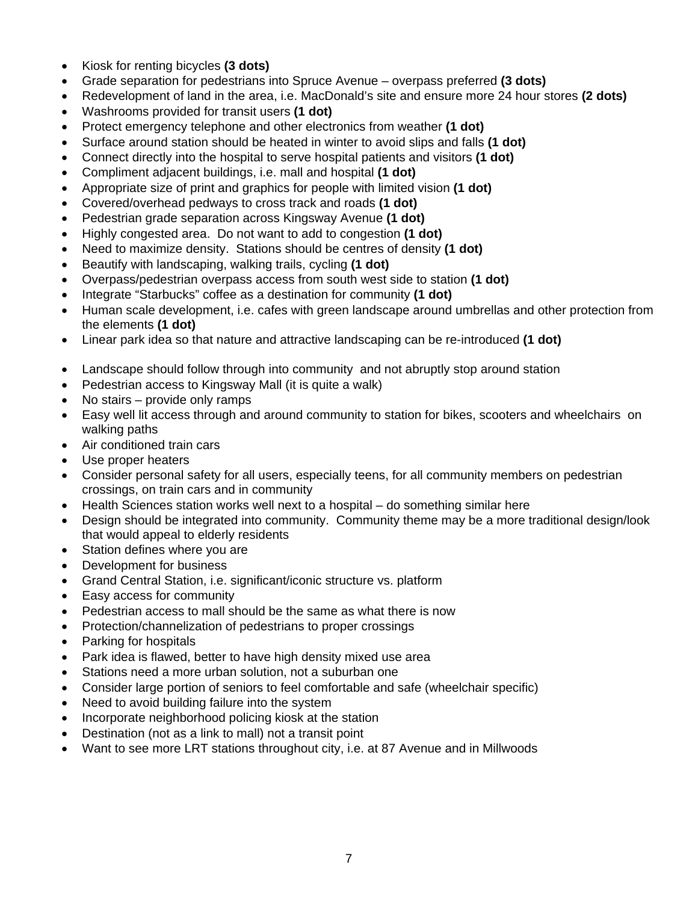- Kiosk for renting bicycles **(3 dots)**
- Grade separation for pedestrians into Spruce Avenue – overpass preferred **(3 dots)**
- Redevelopment of land in the area, i.e. MacDonald's site and ensure more 24 hour stores **(2 dots)**
- Washrooms provided for transit users **(1 dot)**
- Protect emergency telephone and other electronics from weather **(1 dot)**
- Surface around station should be heated in winter to avoid slips and falls **(1 dot)**
- Connect directly into the hospital to serve hospital patients and visitors **(1 dot)**
- Compliment adjacent buildings, i.e. mall and hospital **(1 dot)**
- Appropriate size of print and graphics for people with limited vision **(1 dot)**
- Covered/overhead pedways to cross track and roads **(1 dot)**
- Pedestrian grade separation across Kingsway Avenue **(1 dot)**
- Highly congested area. Do not want to add to congestion **(1 dot)**
- Need to maximize density. Stations should be centres of density **(1 dot)**
- Beautify with landscaping, walking trails, cycling **(1 dot)**
- Overpass/pedestrian overpass access from south west side to station **(1 dot)**
- Integrate "Starbucks" coffee as a destination for community **(1 dot)**
- Human scale development, i.e. cafes with green landscape around umbrellas and other protection from the elements **(1 dot)**
- Linear park idea so that nature and attractive landscaping can be re-introduced **(1 dot)**

- Landscape should follow through into community and not abruptly stop around station
- Pedestrian access to Kingsway Mall (it is quite a walk)
- No stairs – provide only ramps
- Easy well lit access through and around community to station for bikes, scooters and wheelchairs on walking paths
- Air conditioned train cars
- Use proper heaters
- Consider personal safety for all users, especially teens, for all community members on pedestrian crossings, on train cars and in community
- Health Sciences station works well next to a hospital – do something similar here
- Design should be integrated into community. Community theme may be a more traditional design/look that would appeal to elderly residents
- Station defines where you are
- Development for business
- Grand Central Station, i.e. significant/iconic structure vs. platform
- Easy access for community
- Pedestrian access to mall should be the same as what there is now
- Protection/channelization of pedestrians to proper crossings
- Parking for hospitals
- Park idea is flawed, better to have high density mixed use area
- Stations need a more urban solution, not a suburban one
- Consider large portion of seniors to feel comfortable and safe (wheelchair specific)
- Need to avoid building failure into the system
- Incorporate neighborhood policing kiosk at the station
- Destination (not as a link to mall) not a transit point
- Want to see more LRT stations throughout city, i.e. at 87 Avenue and in Millwoods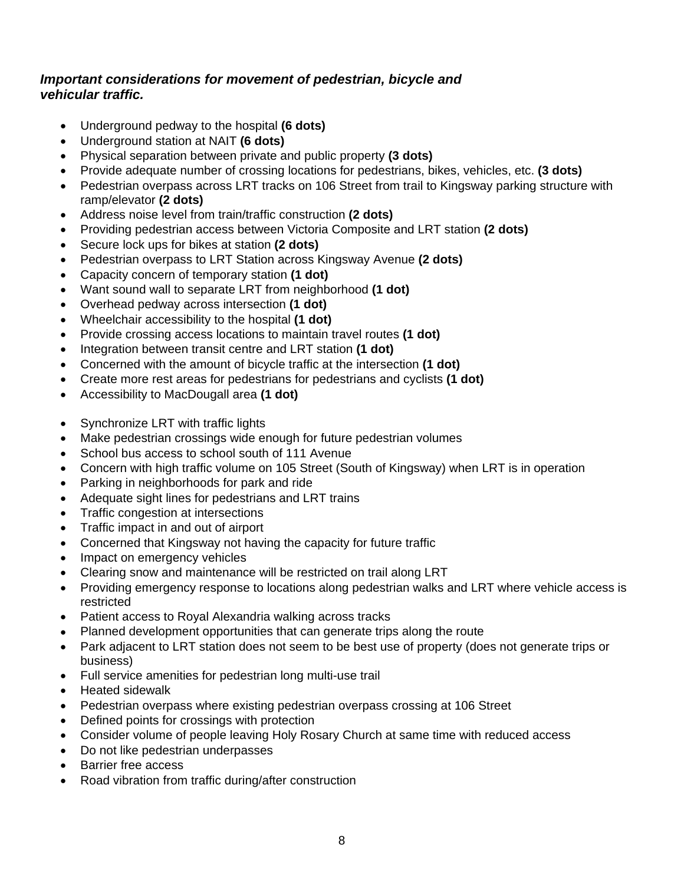***Important considerations for movement of pedestrian, bicycle and vehicular traffic.***

- Underground pedway to the hospital **(6 dots)**
- Underground station at NAIT **(6 dots)**
- Physical separation between private and public property **(3 dots)**
- Provide adequate number of crossing locations for pedestrians, bikes, vehicles, etc. **(3 dots)**
- Pedestrian overpass across LRT tracks on 106 Street from trail to Kingsway parking structure with ramp/elevator **(2 dots)**
- Address noise level from train/traffic construction **(2 dots)**
- Providing pedestrian access between Victoria Composite and LRT station **(2 dots)**
- Secure lock ups for bikes at station **(2 dots)**
- Pedestrian overpass to LRT Station across Kingsway Avenue **(2 dots)**
- Capacity concern of temporary station **(1 dot)**
- Want sound wall to separate LRT from neighborhood **(1 dot)**
- Overhead pedway across intersection **(1 dot)**
- Wheelchair accessibility to the hospital **(1 dot)**
- Provide crossing access locations to maintain travel routes **(1 dot)**
- Integration between transit centre and LRT station **(1 dot)**
- Concerned with the amount of bicycle traffic at the intersection **(1 dot)**
- Create more rest areas for pedestrians for pedestrians and cyclists **(1 dot)**
- Accessibility to MacDougall area **(1 dot)**

- Synchronize LRT with traffic lights
- Make pedestrian crossings wide enough for future pedestrian volumes
- School bus access to school south of 111 Avenue
- Concern with high traffic volume on 105 Street (South of Kingsway) when LRT is in operation
- Parking in neighborhoods for park and ride
- Adequate sight lines for pedestrians and LRT trains
- Traffic congestion at intersections
- Traffic impact in and out of airport
- Concerned that Kingsway not having the capacity for future traffic
- Impact on emergency vehicles
- Clearing snow and maintenance will be restricted on trail along LRT
- Providing emergency response to locations along pedestrian walks and LRT where vehicle access is restricted
- Patient access to Royal Alexandria walking across tracks
- Planned development opportunities that can generate trips along the route
- Park adjacent to LRT station does not seem to be best use of property (does not generate trips or business)
- Full service amenities for pedestrian long multi-use trail
- Heated sidewalk
- Pedestrian overpass where existing pedestrian overpass crossing at 106 Street
- Defined points for crossings with protection
- Consider volume of people leaving Holy Rosary Church at same time with reduced access
- Do not like pedestrian underpasses
- Barrier free access
- Road vibration from traffic during/after construction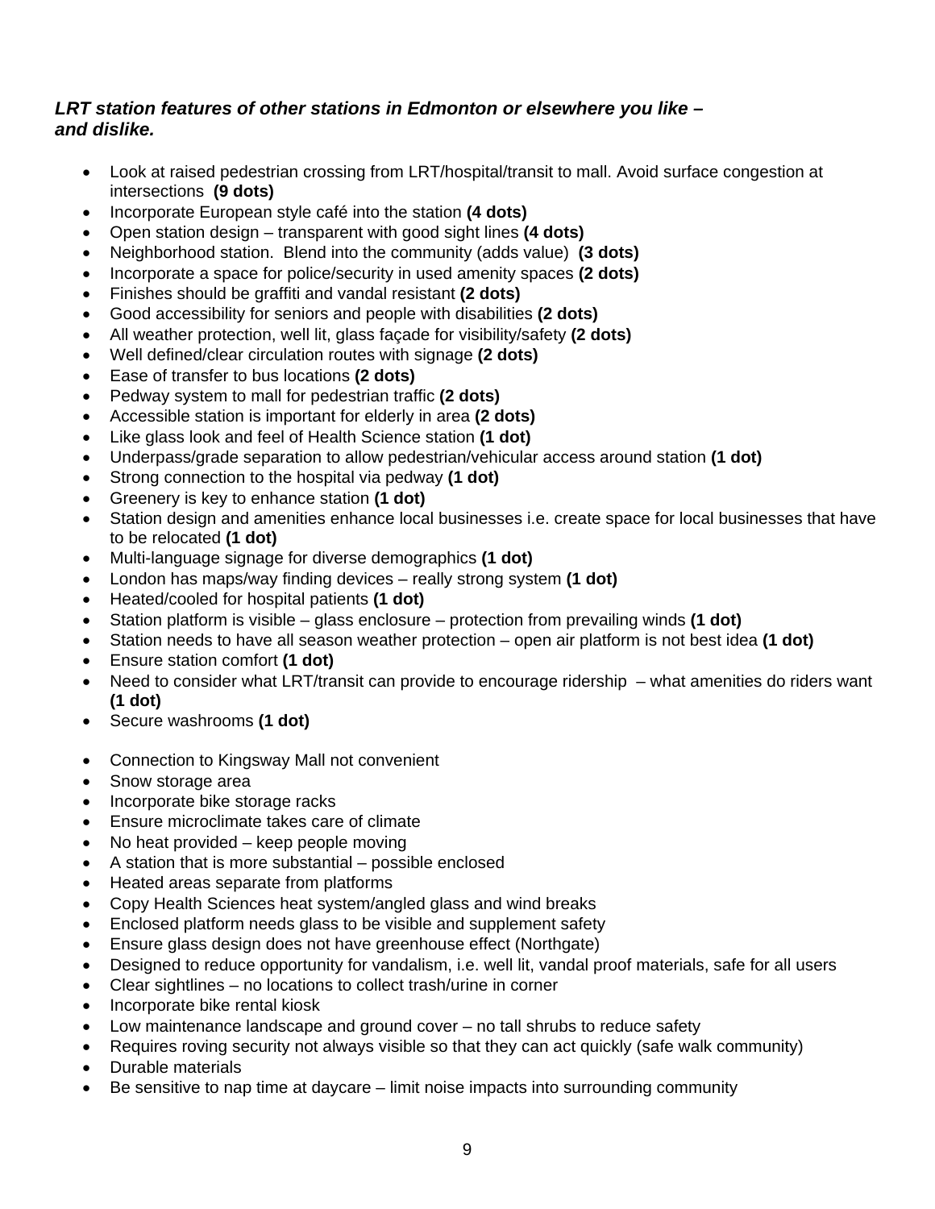***LRT station features of other stations in Edmonton or elsewhere you like – and dislike.***

- Look at raised pedestrian crossing from LRT/hospital/transit to mall. Avoid surface congestion at intersections **(9 dots)**
- Incorporate European style café into the station **(4 dots)**
- Open station design – transparent with good sight lines **(4 dots)**
- Neighborhood station. Blend into the community (adds value) **(3 dots)**
- Incorporate a space for police/security in used amenity spaces **(2 dots)**
- Finishes should be graffiti and vandal resistant **(2 dots)**
- Good accessibility for seniors and people with disabilities **(2 dots)**
- All weather protection, well lit, glass façade for visibility/safety **(2 dots)**
- Well defined/clear circulation routes with signage **(2 dots)**
- Ease of transfer to bus locations **(2 dots)**
- Pedway system to mall for pedestrian traffic **(2 dots)**
- Accessible station is important for elderly in area **(2 dots)**
- Like glass look and feel of Health Science station **(1 dot)**
- Underpass/grade separation to allow pedestrian/vehicular access around station **(1 dot)**
- Strong connection to the hospital via pedway **(1 dot)**
- Greenery is key to enhance station **(1 dot)**
- Station design and amenities enhance local businesses i.e. create space for local businesses that have to be relocated **(1 dot)**
- Multi-language signage for diverse demographics **(1 dot)**
- London has maps/way finding devices – really strong system **(1 dot)**
- Heated/cooled for hospital patients **(1 dot)**
- Station platform is visible – glass enclosure – protection from prevailing winds **(1 dot)**
- Station needs to have all season weather protection – open air platform is not best idea **(1 dot)**
- Ensure station comfort **(1 dot)**
- Need to consider what LRT/transit can provide to encourage ridership – what amenities do riders want **(1 dot)**
- Secure washrooms **(1 dot)**

- Connection to Kingsway Mall not convenient
- Snow storage area
- Incorporate bike storage racks
- Ensure microclimate takes care of climate
- No heat provided – keep people moving
- A station that is more substantial – possible enclosed
- Heated areas separate from platforms
- Copy Health Sciences heat system/angled glass and wind breaks
- Enclosed platform needs glass to be visible and supplement safety
- Ensure glass design does not have greenhouse effect (Northgate)
- Designed to reduce opportunity for vandalism, i.e. well lit, vandal proof materials, safe for all users
- Clear sightlines – no locations to collect trash/urine in corner
- Incorporate bike rental kiosk
- Low maintenance landscape and ground cover – no tall shrubs to reduce safety
- Requires roving security not always visible so that they can act quickly (safe walk community)
- Durable materials
- Be sensitive to nap time at daycare – limit noise impacts into surrounding community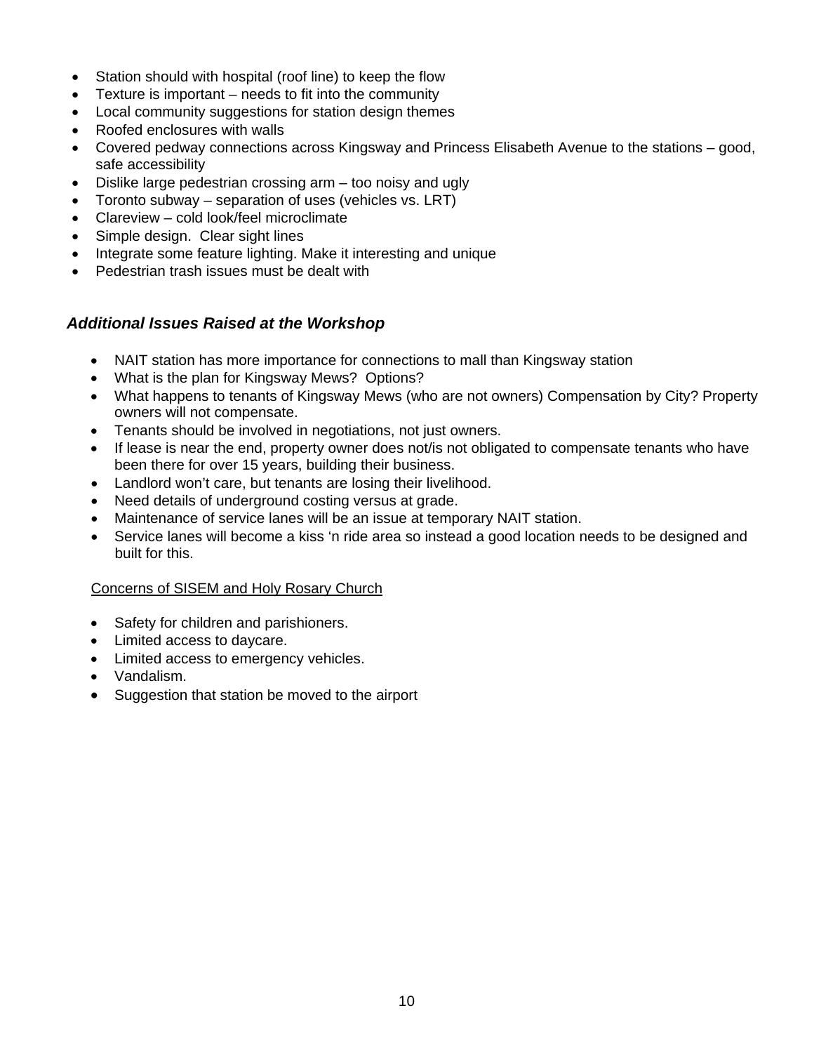- Station should with hospital (roof line) to keep the flow
- Texture is important – needs to fit into the community
- Local community suggestions for station design themes
- Roofed enclosures with walls
- Covered pedway connections across Kingsway and Princess Elisabeth Avenue to the stations – good, safe accessibility
- Dislike large pedestrian crossing arm – too noisy and ugly
- Toronto subway – separation of uses (vehicles vs. LRT)
- Clareview – cold look/feel microclimate
- Simple design.  Clear sight lines
- Integrate some feature lighting. Make it interesting and unique
- Pedestrian trash issues must be dealt with

### *Additional Issues Raised at the Workshop*

- NAIT station has more importance for connections to mall than Kingsway station
- What is the plan for Kingsway Mews?  Options?
- What happens to tenants of Kingsway Mews (who are not owners) Compensation by City? Property owners will not compensate.
- Tenants should be involved in negotiations, not just owners.
- If lease is near the end, property owner does not/is not obligated to compensate tenants who have been there for over 15 years, building their business.
- Landlord won't care, but tenants are losing their livelihood.
- Need details of underground costing versus at grade.
- Maintenance of service lanes will be an issue at temporary NAIT station.
- Service lanes will become a kiss 'n ride area so instead a good location needs to be designed and built for this.

<u>Concerns of SISEM and Holy Rosary Church</u>

- Safety for children and parishioners.
- Limited access to daycare.
- Limited access to emergency vehicles.
- Vandalism.
- Suggestion that station be moved to the airport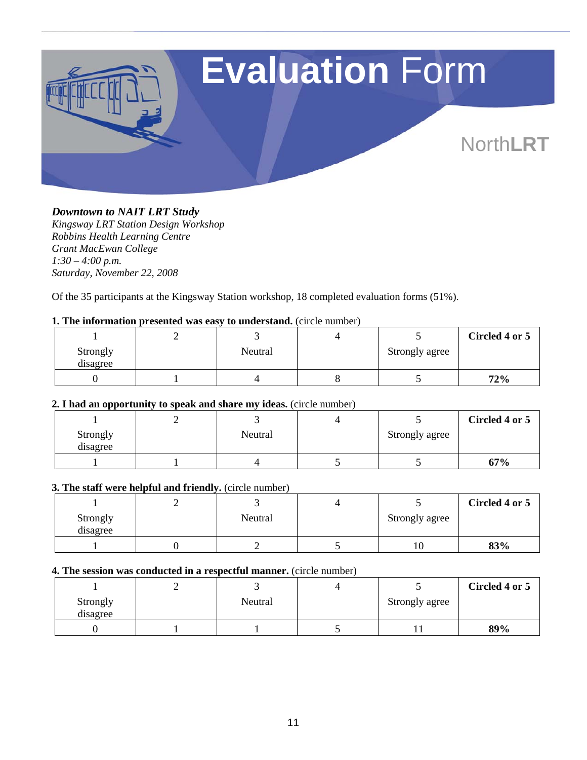# **Evaluation** Form

NorthLRT

***Downtown to NAIT LRT Study***
*Kingsway LRT Station Design Workshop*
*Robbins Health Learning Centre*
*Grant MacEwan College*
*1:30 – 4:00 p.m.*
*Saturday, November 22, 2008*

Of the 35 participants at the Kingsway Station workshop, 18 completed evaluation forms (51%).

**1. The information presented was easy to understand.** (circle number)

| 1 Strongly disagree | 2 | 3 Neutral | 4 | 5 Strongly agree | **Circled 4 or 5** |
|---|---|---|---|---|---|
| 0 | 1 | 4 | 8 | 5 | **72%** |

**2. I had an opportunity to speak and share my ideas.** (circle number)

| 1 Strongly disagree | 2 | 3 Neutral | 4 | 5 Strongly agree | **Circled 4 or 5** |
|---|---|---|---|---|---|
| 1 | 1 | 4 | 5 | 5 | **67%** |

**3. The staff were helpful and friendly.** (circle number)

| 1 Strongly disagree | 2 | 3 Neutral | 4 | 5 Strongly agree | **Circled 4 or 5** |
|---|---|---|---|---|---|
| 1 | 0 | 2 | 5 | 10 | **83%** |

**4. The session was conducted in a respectful manner.** (circle number)

| 1 Strongly disagree | 2 | 3 Neutral | 4 | 5 Strongly agree | **Circled 4 or 5** |
|---|---|---|---|---|---|
| 0 | 1 | 1 | 5 | 11 | **89%** |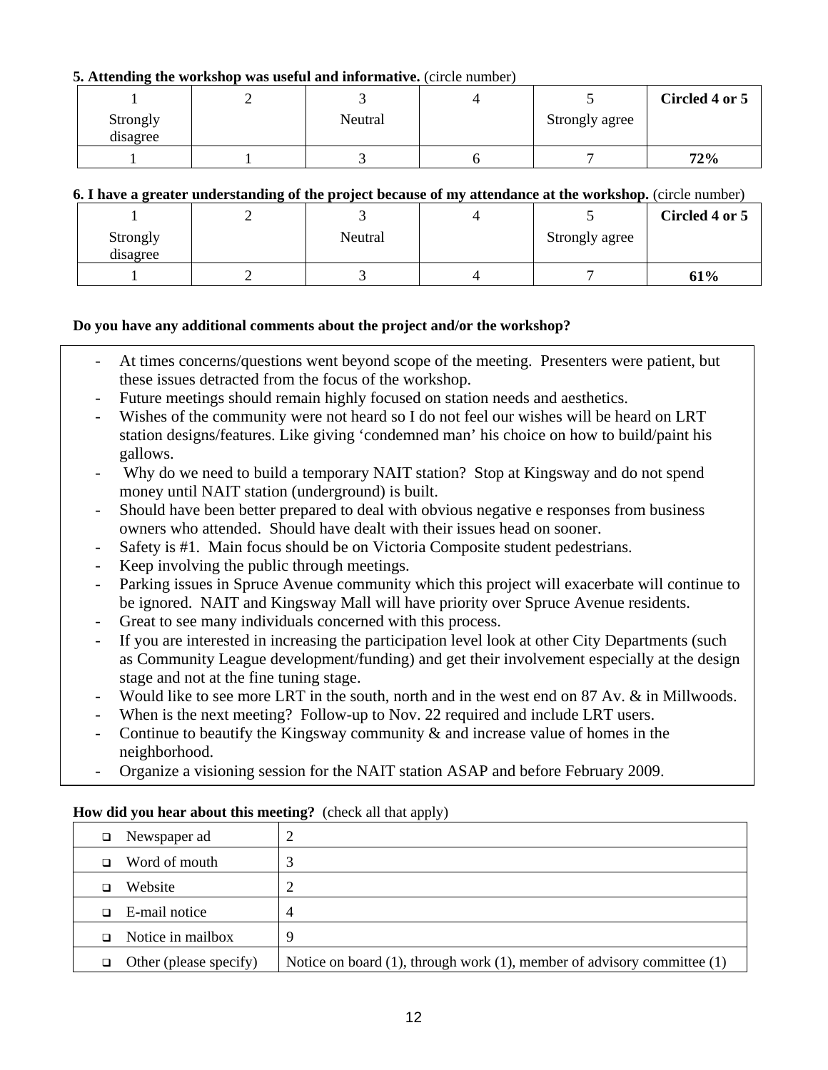**5. Attending the workshop was useful and informative.** (circle number)

| 1<br>Strongly disagree | 2 | 3<br>Neutral | 4 | 5<br>Strongly agree | **Circled 4 or 5** |
|---|---|---|---|---|---|
| 1 | 1 | 3 | 6 | 7 | **72%** |

**6. I have a greater understanding of the project because of my attendance at the workshop.** (circle number)

| 1<br>Strongly disagree | 2 | 3<br>Neutral | 4 | 5<br>Strongly agree | **Circled 4 or 5** |
|---|---|---|---|---|---|
| 1 | 2 | 3 | 4 | 7 | **61%** |

**Do you have any additional comments about the project and/or the workshop?**

- At times concerns/questions went beyond scope of the meeting. Presenters were patient, but these issues detracted from the focus of the workshop.
- Future meetings should remain highly focused on station needs and aesthetics.
- Wishes of the community were not heard so I do not feel our wishes will be heard on LRT station designs/features. Like giving 'condemned man' his choice on how to build/paint his gallows.
- Why do we need to build a temporary NAIT station? Stop at Kingsway and do not spend money until NAIT station (underground) is built.
- Should have been better prepared to deal with obvious negative e responses from business owners who attended. Should have dealt with their issues head on sooner.
- Safety is #1. Main focus should be on Victoria Composite student pedestrians.
- Keep involving the public through meetings.
- Parking issues in Spruce Avenue community which this project will exacerbate will continue to be ignored. NAIT and Kingsway Mall will have priority over Spruce Avenue residents.
- Great to see many individuals concerned with this process.
- If you are interested in increasing the participation level look at other City Departments (such as Community League development/funding) and get their involvement especially at the design stage and not at the fine tuning stage.
- Would like to see more LRT in the south, north and in the west end on 87 Av. & in Millwoods.
- When is the next meeting? Follow-up to Nov. 22 required and include LRT users.
- Continue to beautify the Kingsway community & and increase value of homes in the neighborhood.
- Organize a visioning session for the NAIT station ASAP and before February 2009.

**How did you hear about this meeting?** (check all that apply)

| | |
|---|---|
| ❑ Newspaper ad | 2 |
| ❑ Word of mouth | 3 |
| ❑ Website | 2 |
| ❑ E-mail notice | 4 |
| ❑ Notice in mailbox | 9 |
| ❑ Other (please specify) | Notice on board (1), through work (1), member of advisory committee (1) |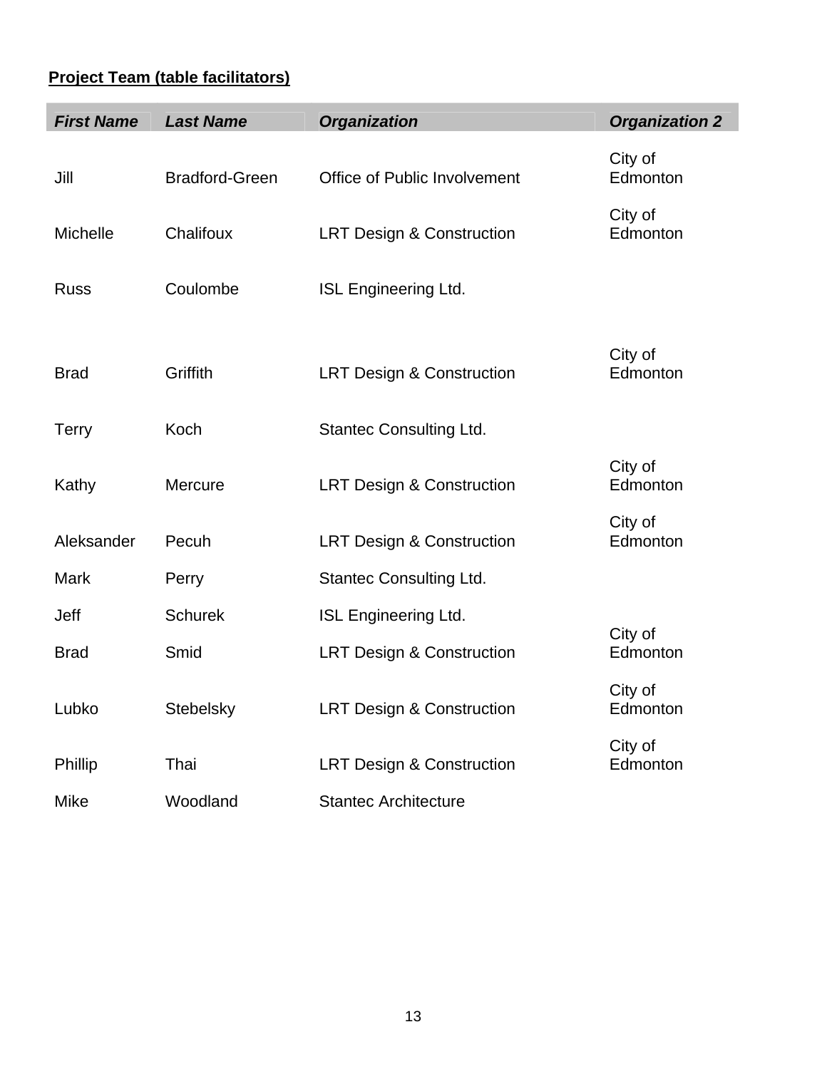**Project Team (table facilitators)**

| ***First Name*** | ***Last Name*** | ***Organization*** | ***Organization 2*** |
|---|---|---|---|
| Jill | Bradford-Green | Office of Public Involvement | City of Edmonton |
| Michelle | Chalifoux | LRT Design & Construction | City of Edmonton |
| Russ | Coulombe | ISL Engineering Ltd. | |
| Brad | Griffith | LRT Design & Construction | City of Edmonton |
| Terry | Koch | Stantec Consulting Ltd. | |
| Kathy | Mercure | LRT Design & Construction | City of Edmonton |
| Aleksander | Pecuh | LRT Design & Construction | City of Edmonton |
| Mark | Perry | Stantec Consulting Ltd. | |
| Jeff | Schurek | ISL Engineering Ltd. | |
| Brad | Smid | LRT Design & Construction | City of Edmonton |
| Lubko | Stebelsky | LRT Design & Construction | City of Edmonton |
| Phillip | Thai | LRT Design & Construction | City of Edmonton |
| Mike | Woodland | Stantec Architecture | |